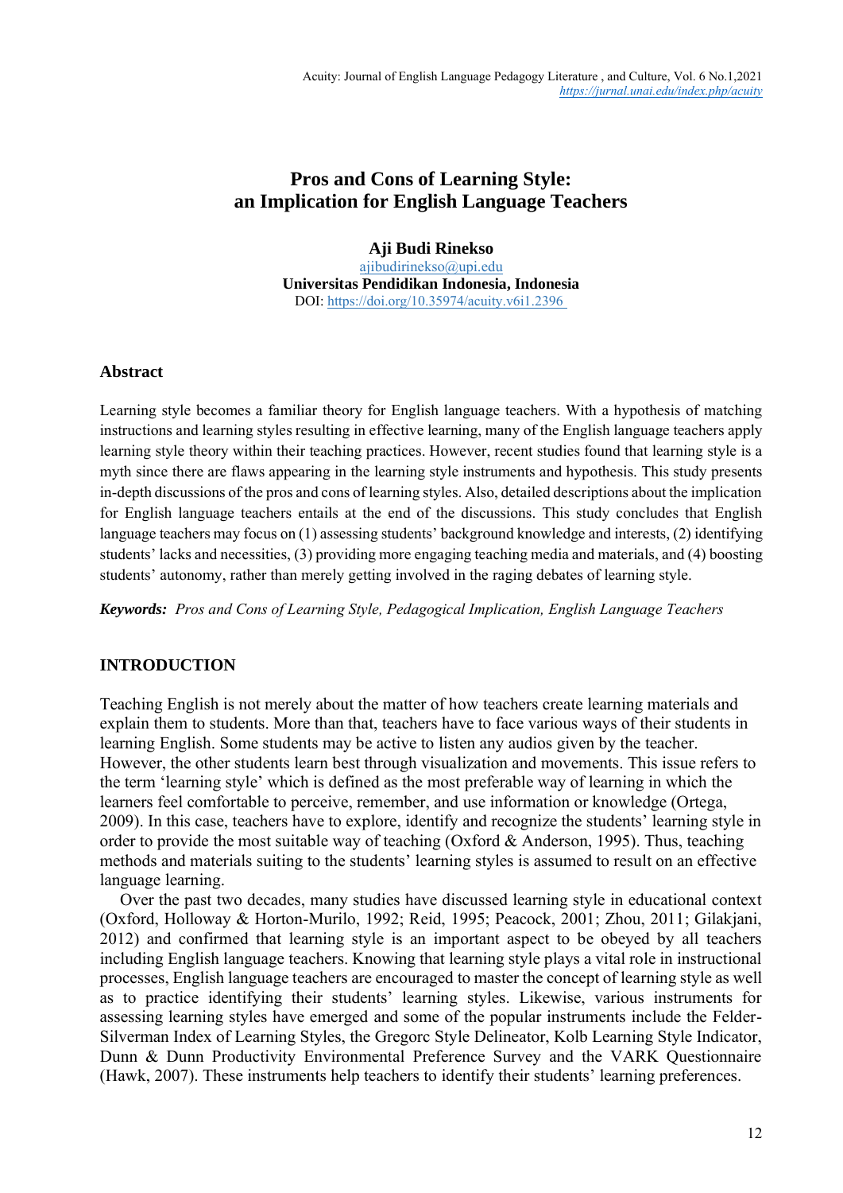# Pros and Cons of Learning Style: an Implication for English Language Teachers

**Aji Budi Rinekso**
ajibudirinekso@upi.edu
**Universitas Pendidikan Indonesia, Indonesia**
DOI: https://doi.org/10.35974/acuity.v6i1.2396

## Abstract

Learning style becomes a familiar theory for English language teachers. With a hypothesis of matching instructions and learning styles resulting in effective learning, many of the English language teachers apply learning style theory within their teaching practices. However, recent studies found that learning style is a myth since there are flaws appearing in the learning style instruments and hypothesis. This study presents in-depth discussions of the pros and cons of learning styles. Also, detailed descriptions about the implication for English language teachers entails at the end of the discussions. This study concludes that English language teachers may focus on (1) assessing students' background knowledge and interests, (2) identifying students' lacks and necessities, (3) providing more engaging teaching media and materials, and (4) boosting students' autonomy, rather than merely getting involved in the raging debates of learning style.

***Keywords:*** *Pros and Cons of Learning Style, Pedagogical Implication, English Language Teachers*

## INTRODUCTION

Teaching English is not merely about the matter of how teachers create learning materials and explain them to students. More than that, teachers have to face various ways of their students in learning English. Some students may be active to listen any audios given by the teacher. However, the other students learn best through visualization and movements. This issue refers to the term 'learning style' which is defined as the most preferable way of learning in which the learners feel comfortable to perceive, remember, and use information or knowledge (Ortega, 2009). In this case, teachers have to explore, identify and recognize the students' learning style in order to provide the most suitable way of teaching (Oxford & Anderson, 1995). Thus, teaching methods and materials suiting to the students' learning styles is assumed to result on an effective language learning.

Over the past two decades, many studies have discussed learning style in educational context (Oxford, Holloway & Horton-Murilo, 1992; Reid, 1995; Peacock, 2001; Zhou, 2011; Gilakjani, 2012) and confirmed that learning style is an important aspect to be obeyed by all teachers including English language teachers. Knowing that learning style plays a vital role in instructional processes, English language teachers are encouraged to master the concept of learning style as well as to practice identifying their students' learning styles. Likewise, various instruments for assessing learning styles have emerged and some of the popular instruments include the Felder-Silverman Index of Learning Styles, the Gregorc Style Delineator, Kolb Learning Style Indicator, Dunn & Dunn Productivity Environmental Preference Survey and the VARK Questionnaire (Hawk, 2007). These instruments help teachers to identify their students' learning preferences.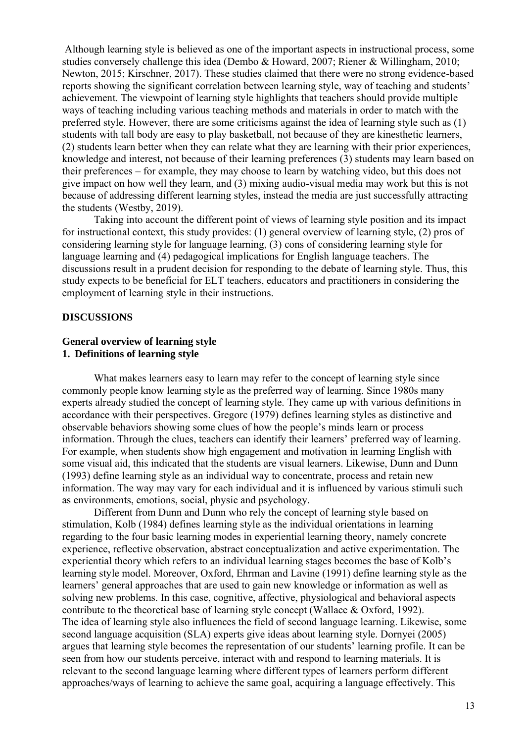Although learning style is believed as one of the important aspects in instructional process, some studies conversely challenge this idea (Dembo & Howard, 2007; Riener & Willingham, 2010; Newton, 2015; Kirschner, 2017). These studies claimed that there were no strong evidence-based reports showing the significant correlation between learning style, way of teaching and students' achievement. The viewpoint of learning style highlights that teachers should provide multiple ways of teaching including various teaching methods and materials in order to match with the preferred style. However, there are some criticisms against the idea of learning style such as (1) students with tall body are easy to play basketball, not because of they are kinesthetic learners, (2) students learn better when they can relate what they are learning with their prior experiences, knowledge and interest, not because of their learning preferences (3) students may learn based on their preferences – for example, they may choose to learn by watching video, but this does not give impact on how well they learn, and (3) mixing audio-visual media may work but this is not because of addressing different learning styles, instead the media are just successfully attracting the students (Westby, 2019).

Taking into account the different point of views of learning style position and its impact for instructional context, this study provides: (1) general overview of learning style, (2) pros of considering learning style for language learning, (3) cons of considering learning style for language learning and (4) pedagogical implications for English language teachers. The discussions result in a prudent decision for responding to the debate of learning style. Thus, this study expects to be beneficial for ELT teachers, educators and practitioners in considering the employment of learning style in their instructions.

## DISCUSSIONS

### General overview of learning style

### 1. Definitions of learning style

What makes learners easy to learn may refer to the concept of learning style since commonly people know learning style as the preferred way of learning. Since 1980s many experts already studied the concept of learning style. They came up with various definitions in accordance with their perspectives. Gregorc (1979) defines learning styles as distinctive and observable behaviors showing some clues of how the people's minds learn or process information. Through the clues, teachers can identify their learners' preferred way of learning. For example, when students show high engagement and motivation in learning English with some visual aid, this indicated that the students are visual learners. Likewise, Dunn and Dunn (1993) define learning style as an individual way to concentrate, process and retain new information. The way may vary for each individual and it is influenced by various stimuli such as environments, emotions, social, physic and psychology.

Different from Dunn and Dunn who rely the concept of learning style based on stimulation, Kolb (1984) defines learning style as the individual orientations in learning regarding to the four basic learning modes in experiential learning theory, namely concrete experience, reflective observation, abstract conceptualization and active experimentation. The experiential theory which refers to an individual learning stages becomes the base of Kolb's learning style model. Moreover, Oxford, Ehrman and Lavine (1991) define learning style as the learners' general approaches that are used to gain new knowledge or information as well as solving new problems. In this case, cognitive, affective, physiological and behavioral aspects contribute to the theoretical base of learning style concept (Wallace & Oxford, 1992).
The idea of learning style also influences the field of second language learning. Likewise, some second language acquisition (SLA) experts give ideas about learning style. Dornyei (2005) argues that learning style becomes the representation of our students' learning profile. It can be seen from how our students perceive, interact with and respond to learning materials. It is relevant to the second language learning where different types of learners perform different approaches/ways of learning to achieve the same goal, acquiring a language effectively. This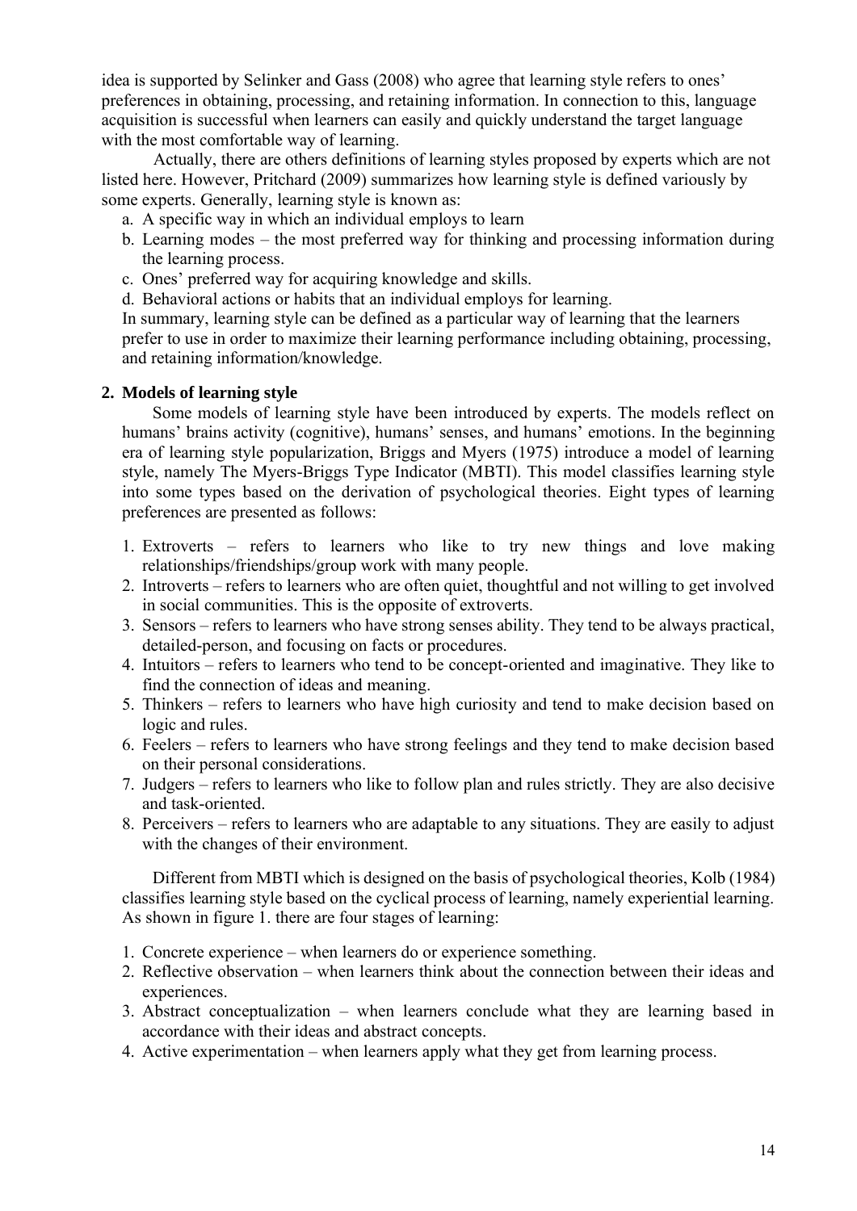idea is supported by Selinker and Gass (2008) who agree that learning style refers to ones' preferences in obtaining, processing, and retaining information. In connection to this, language acquisition is successful when learners can easily and quickly understand the target language with the most comfortable way of learning.

Actually, there are others definitions of learning styles proposed by experts which are not listed here. However, Pritchard (2009) summarizes how learning style is defined variously by some experts. Generally, learning style is known as:

a. A specific way in which an individual employs to learn
b. Learning modes – the most preferred way for thinking and processing information during the learning process.
c. Ones' preferred way for acquiring knowledge and skills.
d. Behavioral actions or habits that an individual employs for learning.

In summary, learning style can be defined as a particular way of learning that the learners prefer to use in order to maximize their learning performance including obtaining, processing, and retaining information/knowledge.

**2. Models of learning style**

Some models of learning style have been introduced by experts. The models reflect on humans' brains activity (cognitive), humans' senses, and humans' emotions. In the beginning era of learning style popularization, Briggs and Myers (1975) introduce a model of learning style, namely The Myers-Briggs Type Indicator (MBTI). This model classifies learning style into some types based on the derivation of psychological theories. Eight types of learning preferences are presented as follows:

1. Extroverts – refers to learners who like to try new things and love making relationships/friendships/group work with many people.
2. Introverts – refers to learners who are often quiet, thoughtful and not willing to get involved in social communities. This is the opposite of extroverts.
3. Sensors – refers to learners who have strong senses ability. They tend to be always practical, detailed-person, and focusing on facts or procedures.
4. Intuitors – refers to learners who tend to be concept-oriented and imaginative. They like to find the connection of ideas and meaning.
5. Thinkers – refers to learners who have high curiosity and tend to make decision based on logic and rules.
6. Feelers – refers to learners who have strong feelings and they tend to make decision based on their personal considerations.
7. Judgers – refers to learners who like to follow plan and rules strictly. They are also decisive and task-oriented.
8. Perceivers – refers to learners who are adaptable to any situations. They are easily to adjust with the changes of their environment.

Different from MBTI which is designed on the basis of psychological theories, Kolb (1984) classifies learning style based on the cyclical process of learning, namely experiential learning. As shown in figure 1. there are four stages of learning:

1. Concrete experience – when learners do or experience something.
2. Reflective observation – when learners think about the connection between their ideas and experiences.
3. Abstract conceptualization – when learners conclude what they are learning based in accordance with their ideas and abstract concepts.
4. Active experimentation – when learners apply what they get from learning process.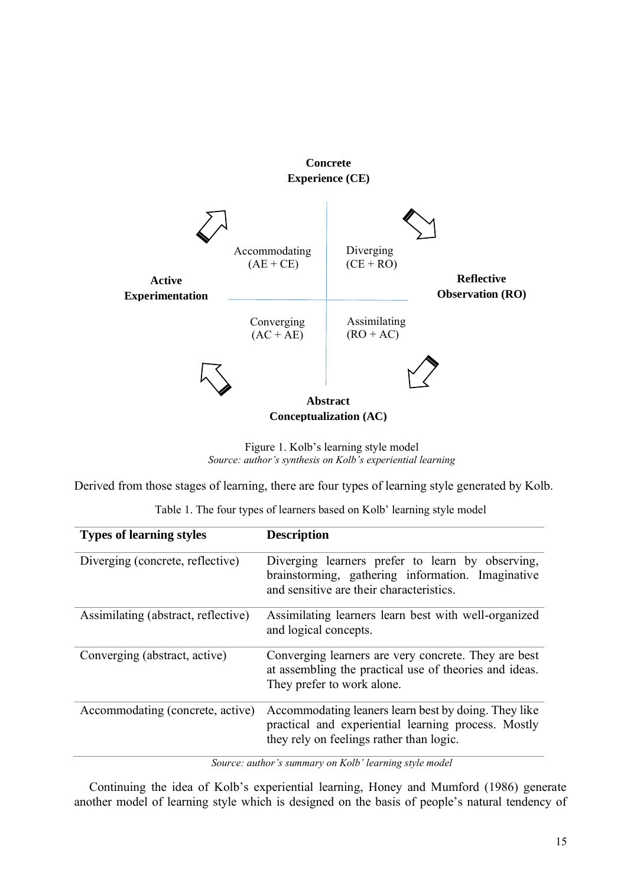Concrete Experience (CE)

Accommodating (AE + CE)

Diverging (CE + RO)

Active Experimentation

Reflective Observation (RO)

Converging (AC + AE)

Assimilating (RO + AC)

Abstract Conceptualization (AC)

Figure 1. Kolb's learning style model
*Source: author's synthesis on Kolb's experiential learning*

Derived from those stages of learning, there are four types of learning style generated by Kolb.

Table 1. The four types of learners based on Kolb' learning style model

| Types of learning styles | Description |
|---|---|
| Diverging (concrete, reflective) | Diverging learners prefer to learn by observing, brainstorming, gathering information. Imaginative and sensitive are their characteristics. |
| Assimilating (abstract, reflective) | Assimilating learners learn best with well-organized and logical concepts. |
| Converging (abstract, active) | Converging learners are very concrete. They are best at assembling the practical use of theories and ideas. They prefer to work alone. |
| Accommodating (concrete, active) | Accommodating leaners learn best by doing. They like practical and experiential learning process. Mostly they rely on feelings rather than logic. |

*Source: author's summary on Kolb' learning style model*

Continuing the idea of Kolb's experiential learning, Honey and Mumford (1986) generate another model of learning style which is designed on the basis of people's natural tendency of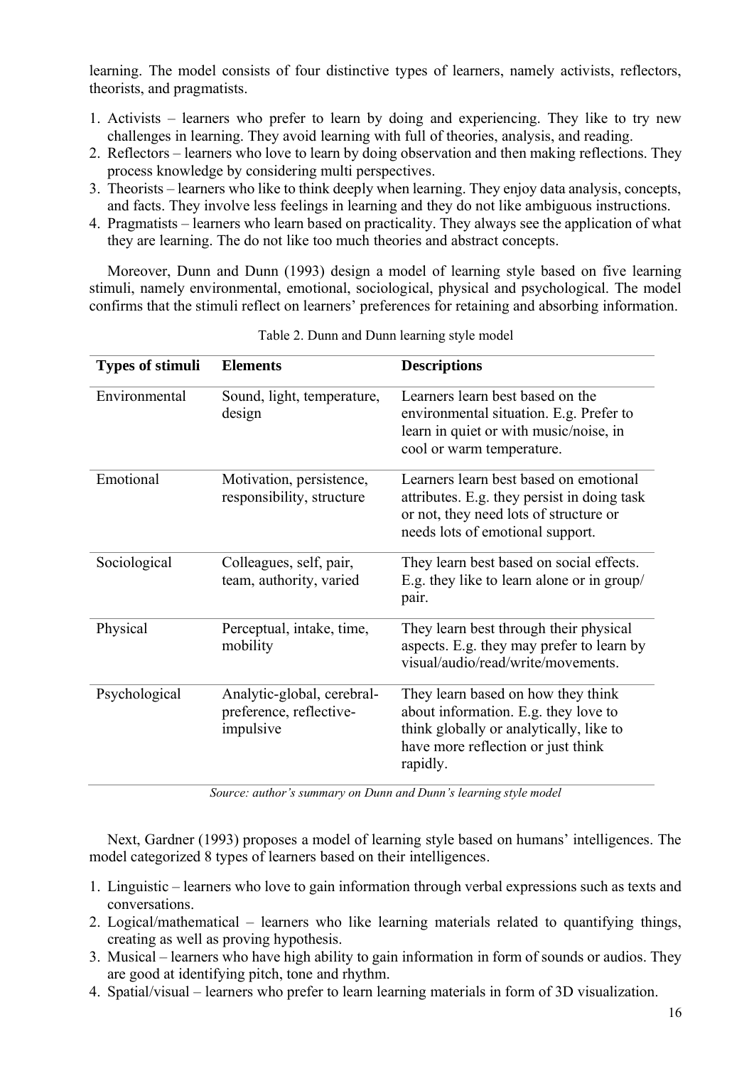learning. The model consists of four distinctive types of learners, namely activists, reflectors, theorists, and pragmatists.

1. Activists – learners who prefer to learn by doing and experiencing. They like to try new challenges in learning. They avoid learning with full of theories, analysis, and reading.
2. Reflectors – learners who love to learn by doing observation and then making reflections. They process knowledge by considering multi perspectives.
3. Theorists – learners who like to think deeply when learning. They enjoy data analysis, concepts, and facts. They involve less feelings in learning and they do not like ambiguous instructions.
4. Pragmatists – learners who learn based on practicality. They always see the application of what they are learning. The do not like too much theories and abstract concepts.

Moreover, Dunn and Dunn (1993) design a model of learning style based on five learning stimuli, namely environmental, emotional, sociological, physical and psychological. The model confirms that the stimuli reflect on learners' preferences for retaining and absorbing information.

Table 2. Dunn and Dunn learning style model

| **Types of stimuli** | **Elements** | **Descriptions** |
|---|---|---|
| Environmental | Sound, light, temperature, design | Learners learn best based on the environmental situation. E.g. Prefer to learn in quiet or with music/noise, in cool or warm temperature. |
| Emotional | Motivation, persistence, responsibility, structure | Learners learn best based on emotional attributes. E.g. they persist in doing task or not, they need lots of structure or needs lots of emotional support. |
| Sociological | Colleagues, self, pair, team, authority, varied | They learn best based on social effects. E.g. they like to learn alone or in group/ pair. |
| Physical | Perceptual, intake, time, mobility | They learn best through their physical aspects. E.g. they may prefer to learn by visual/audio/read/write/movements. |
| Psychological | Analytic-global, cerebral-preference, reflective-impulsive | They learn based on how they think about information. E.g. they love to think globally or analytically, like to have more reflection or just think rapidly. |

*Source: author's summary on Dunn and Dunn's learning style model*

Next, Gardner (1993) proposes a model of learning style based on humans' intelligences. The model categorized 8 types of learners based on their intelligences.

1. Linguistic – learners who love to gain information through verbal expressions such as texts and conversations.
2. Logical/mathematical – learners who like learning materials related to quantifying things, creating as well as proving hypothesis.
3. Musical – learners who have high ability to gain information in form of sounds or audios. They are good at identifying pitch, tone and rhythm.
4. Spatial/visual – learners who prefer to learn learning materials in form of 3D visualization.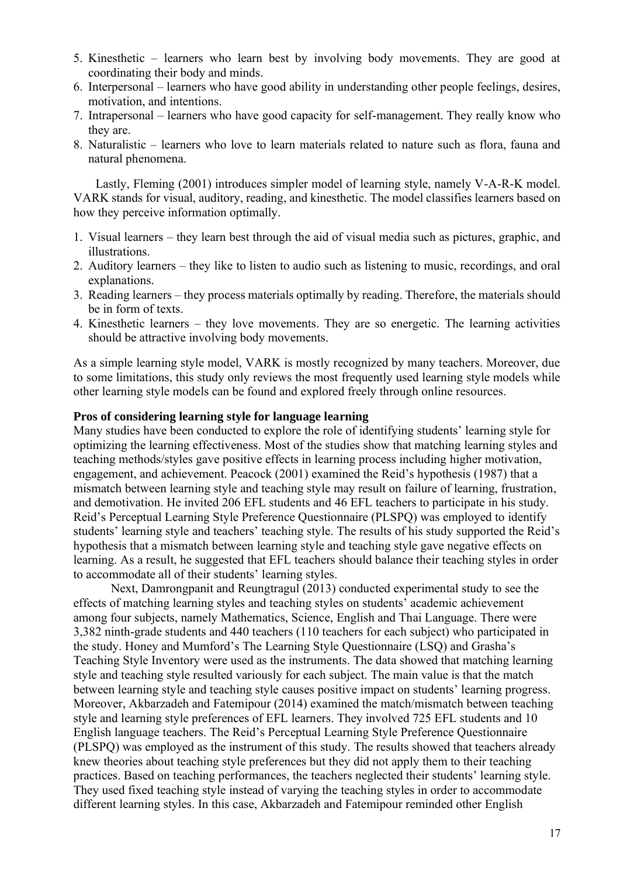5. Kinesthetic – learners who learn best by involving body movements. They are good at coordinating their body and minds.
6. Interpersonal – learners who have good ability in understanding other people feelings, desires, motivation, and intentions.
7. Intrapersonal – learners who have good capacity for self-management. They really know who they are.
8. Naturalistic – learners who love to learn materials related to nature such as flora, fauna and natural phenomena.

Lastly, Fleming (2001) introduces simpler model of learning style, namely V-A-R-K model. VARK stands for visual, auditory, reading, and kinesthetic. The model classifies learners based on how they perceive information optimally.

1. Visual learners – they learn best through the aid of visual media such as pictures, graphic, and illustrations.
2. Auditory learners – they like to listen to audio such as listening to music, recordings, and oral explanations.
3. Reading learners – they process materials optimally by reading. Therefore, the materials should be in form of texts.
4. Kinesthetic learners – they love movements. They are so energetic. The learning activities should be attractive involving body movements.

As a simple learning style model, VARK is mostly recognized by many teachers. Moreover, due to some limitations, this study only reviews the most frequently used learning style models while other learning style models can be found and explored freely through online resources.

**Pros of considering learning style for language learning**

Many studies have been conducted to explore the role of identifying students' learning style for optimizing the learning effectiveness. Most of the studies show that matching learning styles and teaching methods/styles gave positive effects in learning process including higher motivation, engagement, and achievement. Peacock (2001) examined the Reid's hypothesis (1987) that a mismatch between learning style and teaching style may result on failure of learning, frustration, and demotivation. He invited 206 EFL students and 46 EFL teachers to participate in his study. Reid's Perceptual Learning Style Preference Questionnaire (PLSPQ) was employed to identify students' learning style and teachers' teaching style. The results of his study supported the Reid's hypothesis that a mismatch between learning style and teaching style gave negative effects on learning. As a result, he suggested that EFL teachers should balance their teaching styles in order to accommodate all of their students' learning styles.

Next, Damrongpanit and Reungtragul (2013) conducted experimental study to see the effects of matching learning styles and teaching styles on students' academic achievement among four subjects, namely Mathematics, Science, English and Thai Language. There were 3,382 ninth-grade students and 440 teachers (110 teachers for each subject) who participated in the study. Honey and Mumford's The Learning Style Questionnaire (LSQ) and Grasha's Teaching Style Inventory were used as the instruments. The data showed that matching learning style and teaching style resulted variously for each subject. The main value is that the match between learning style and teaching style causes positive impact on students' learning progress. Moreover, Akbarzadeh and Fatemipour (2014) examined the match/mismatch between teaching style and learning style preferences of EFL learners. They involved 725 EFL students and 10 English language teachers. The Reid's Perceptual Learning Style Preference Questionnaire (PLSPQ) was employed as the instrument of this study. The results showed that teachers already knew theories about teaching style preferences but they did not apply them to their teaching practices. Based on teaching performances, the teachers neglected their students' learning style. They used fixed teaching style instead of varying the teaching styles in order to accommodate different learning styles. In this case, Akbarzadeh and Fatemipour reminded other English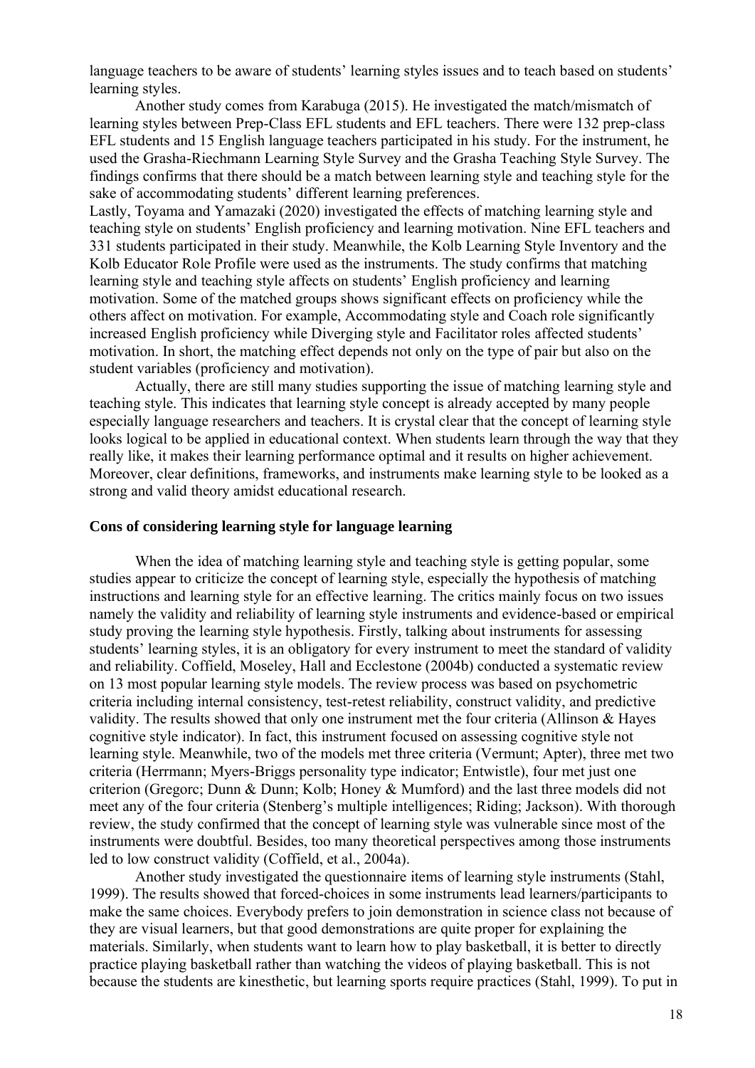language teachers to be aware of students' learning styles issues and to teach based on students' learning styles.

Another study comes from Karabuga (2015). He investigated the match/mismatch of learning styles between Prep-Class EFL students and EFL teachers. There were 132 prep-class EFL students and 15 English language teachers participated in his study. For the instrument, he used the Grasha-Riechmann Learning Style Survey and the Grasha Teaching Style Survey. The findings confirms that there should be a match between learning style and teaching style for the sake of accommodating students' different learning preferences.

Lastly, Toyama and Yamazaki (2020) investigated the effects of matching learning style and teaching style on students' English proficiency and learning motivation. Nine EFL teachers and 331 students participated in their study. Meanwhile, the Kolb Learning Style Inventory and the Kolb Educator Role Profile were used as the instruments. The study confirms that matching learning style and teaching style affects on students' English proficiency and learning motivation. Some of the matched groups shows significant effects on proficiency while the others affect on motivation. For example, Accommodating style and Coach role significantly increased English proficiency while Diverging style and Facilitator roles affected students' motivation. In short, the matching effect depends not only on the type of pair but also on the student variables (proficiency and motivation).

Actually, there are still many studies supporting the issue of matching learning style and teaching style. This indicates that learning style concept is already accepted by many people especially language researchers and teachers. It is crystal clear that the concept of learning style looks logical to be applied in educational context. When students learn through the way that they really like, it makes their learning performance optimal and it results on higher achievement. Moreover, clear definitions, frameworks, and instruments make learning style to be looked as a strong and valid theory amidst educational research.

## Cons of considering learning style for language learning

When the idea of matching learning style and teaching style is getting popular, some studies appear to criticize the concept of learning style, especially the hypothesis of matching instructions and learning style for an effective learning. The critics mainly focus on two issues namely the validity and reliability of learning style instruments and evidence-based or empirical study proving the learning style hypothesis. Firstly, talking about instruments for assessing students' learning styles, it is an obligatory for every instrument to meet the standard of validity and reliability. Coffield, Moseley, Hall and Ecclestone (2004b) conducted a systematic review on 13 most popular learning style models. The review process was based on psychometric criteria including internal consistency, test-retest reliability, construct validity, and predictive validity. The results showed that only one instrument met the four criteria (Allinson & Hayes cognitive style indicator). In fact, this instrument focused on assessing cognitive style not learning style. Meanwhile, two of the models met three criteria (Vermunt; Apter), three met two criteria (Herrmann; Myers-Briggs personality type indicator; Entwistle), four met just one criterion (Gregorc; Dunn & Dunn; Kolb; Honey & Mumford) and the last three models did not meet any of the four criteria (Stenberg's multiple intelligences; Riding; Jackson). With thorough review, the study confirmed that the concept of learning style was vulnerable since most of the instruments were doubtful. Besides, too many theoretical perspectives among those instruments led to low construct validity (Coffield, et al., 2004a).

Another study investigated the questionnaire items of learning style instruments (Stahl, 1999). The results showed that forced-choices in some instruments lead learners/participants to make the same choices. Everybody prefers to join demonstration in science class not because of they are visual learners, but that good demonstrations are quite proper for explaining the materials. Similarly, when students want to learn how to play basketball, it is better to directly practice playing basketball rather than watching the videos of playing basketball. This is not because the students are kinesthetic, but learning sports require practices (Stahl, 1999). To put in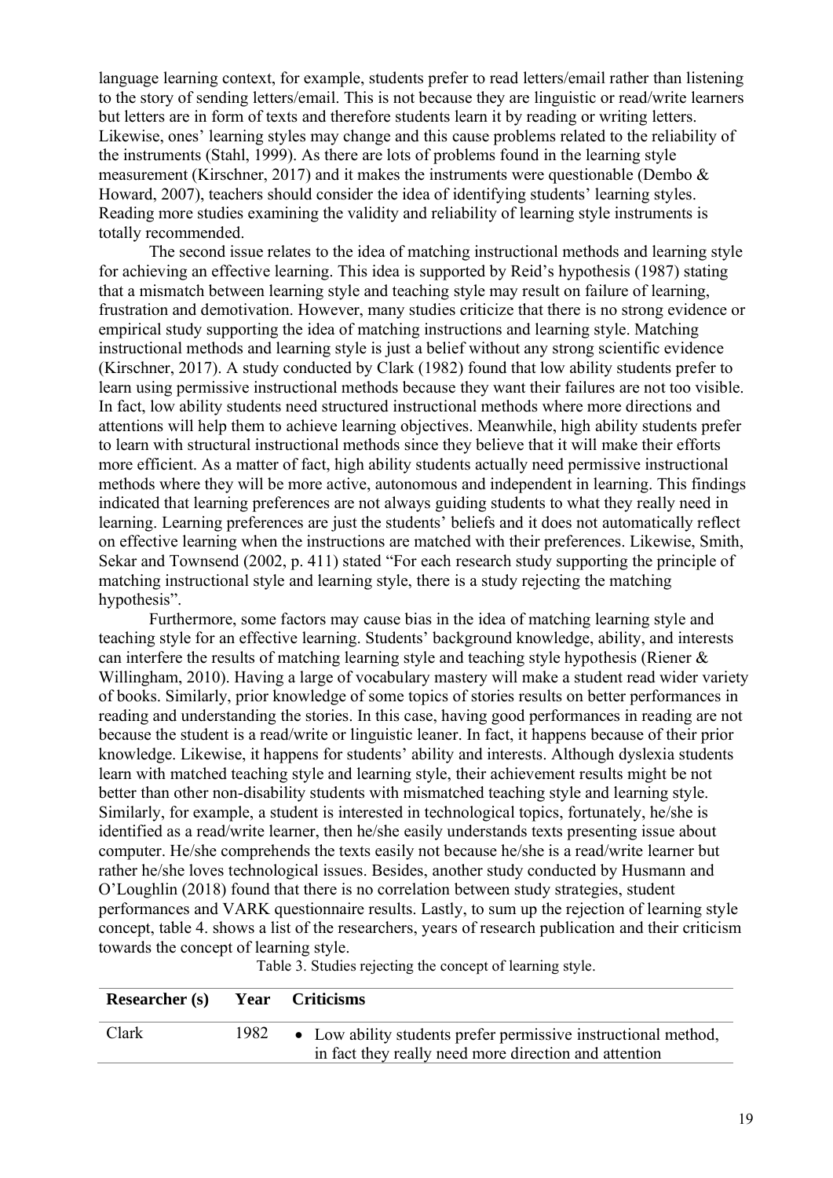language learning context, for example, students prefer to read letters/email rather than listening to the story of sending letters/email. This is not because they are linguistic or read/write learners but letters are in form of texts and therefore students learn it by reading or writing letters. Likewise, ones' learning styles may change and this cause problems related to the reliability of the instruments (Stahl, 1999). As there are lots of problems found in the learning style measurement (Kirschner, 2017) and it makes the instruments were questionable (Dembo & Howard, 2007), teachers should consider the idea of identifying students' learning styles. Reading more studies examining the validity and reliability of learning style instruments is totally recommended.

The second issue relates to the idea of matching instructional methods and learning style for achieving an effective learning. This idea is supported by Reid's hypothesis (1987) stating that a mismatch between learning style and teaching style may result on failure of learning, frustration and demotivation. However, many studies criticize that there is no strong evidence or empirical study supporting the idea of matching instructions and learning style. Matching instructional methods and learning style is just a belief without any strong scientific evidence (Kirschner, 2017). A study conducted by Clark (1982) found that low ability students prefer to learn using permissive instructional methods because they want their failures are not too visible. In fact, low ability students need structured instructional methods where more directions and attentions will help them to achieve learning objectives. Meanwhile, high ability students prefer to learn with structural instructional methods since they believe that it will make their efforts more efficient. As a matter of fact, high ability students actually need permissive instructional methods where they will be more active, autonomous and independent in learning. This findings indicated that learning preferences are not always guiding students to what they really need in learning. Learning preferences are just the students' beliefs and it does not automatically reflect on effective learning when the instructions are matched with their preferences. Likewise, Smith, Sekar and Townsend (2002, p. 411) stated "For each research study supporting the principle of matching instructional style and learning style, there is a study rejecting the matching hypothesis".

Furthermore, some factors may cause bias in the idea of matching learning style and teaching style for an effective learning. Students' background knowledge, ability, and interests can interfere the results of matching learning style and teaching style hypothesis (Riener & Willingham, 2010). Having a large of vocabulary mastery will make a student read wider variety of books. Similarly, prior knowledge of some topics of stories results on better performances in reading and understanding the stories. In this case, having good performances in reading are not because the student is a read/write or linguistic leaner. In fact, it happens because of their prior knowledge. Likewise, it happens for students' ability and interests. Although dyslexia students learn with matched teaching style and learning style, their achievement results might be not better than other non-disability students with mismatched teaching style and learning style. Similarly, for example, a student is interested in technological topics, fortunately, he/she is identified as a read/write learner, then he/she easily understands texts presenting issue about computer. He/she comprehends the texts easily not because he/she is a read/write learner but rather he/she loves technological issues. Besides, another study conducted by Husmann and O'Loughlin (2018) found that there is no correlation between study strategies, student performances and VARK questionnaire results. Lastly, to sum up the rejection of learning style concept, table 4. shows a list of the researchers, years of research publication and their criticism towards the concept of learning style.

Table 3. Studies rejecting the concept of learning style.

| Researcher (s) | Year | Criticisms |
|---|---|---|
| Clark | 1982 | • Low ability students prefer permissive instructional method, in fact they really need more direction and attention |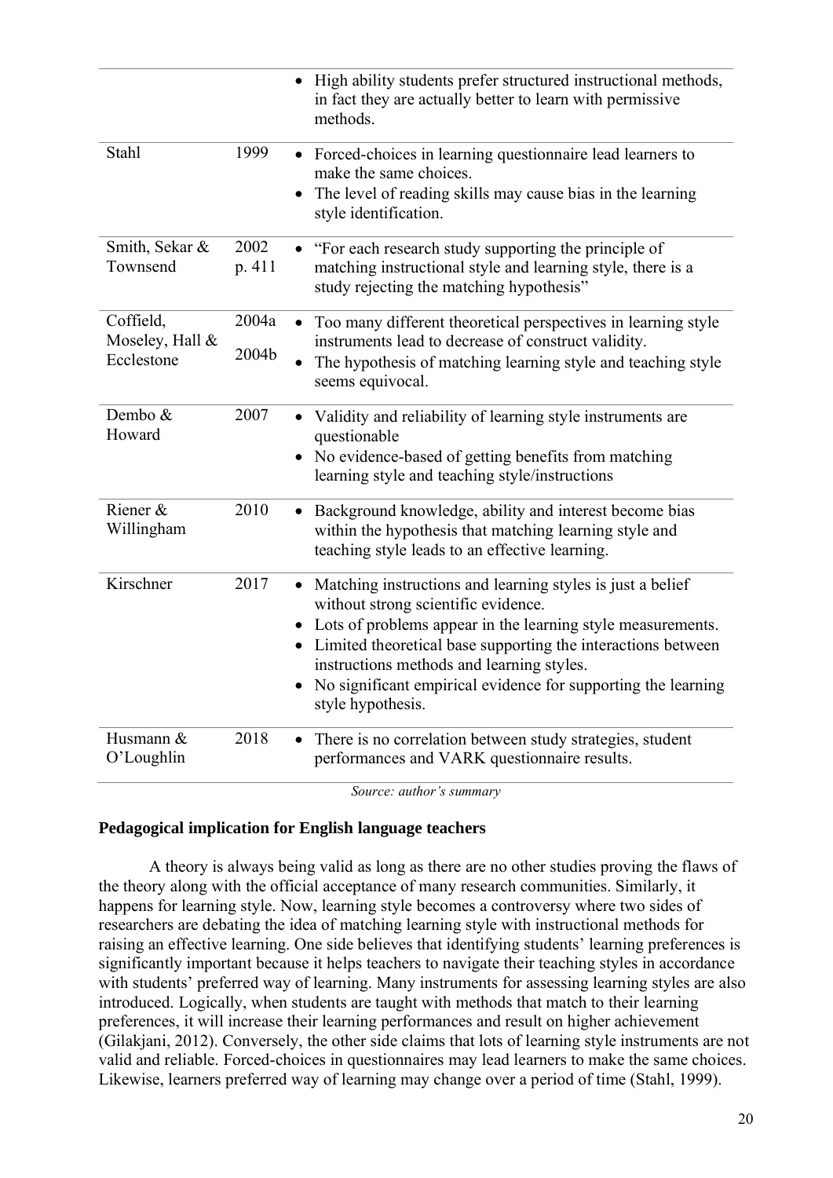| | | |
|---|---|---|
| | | • High ability students prefer structured instructional methods, in fact they are actually better to learn with permissive methods. |
| Stahl | 1999 | • Forced-choices in learning questionnaire lead learners to make the same choices.<br>• The level of reading skills may cause bias in the learning style identification. |
| Smith, Sekar & Townsend | 2002 p. 411 | • "For each research study supporting the principle of matching instructional style and learning style, there is a study rejecting the matching hypothesis" |
| Coffield, Moseley, Hall & Ecclestone | 2004a 2004b | • Too many different theoretical perspectives in learning style instruments lead to decrease of construct validity.<br>• The hypothesis of matching learning style and teaching style seems equivocal. |
| Dembo & Howard | 2007 | • Validity and reliability of learning style instruments are questionable<br>• No evidence-based of getting benefits from matching learning style and teaching style/instructions |
| Riener & Willingham | 2010 | • Background knowledge, ability and interest become bias within the hypothesis that matching learning style and teaching style leads to an effective learning. |
| Kirschner | 2017 | • Matching instructions and learning styles is just a belief without strong scientific evidence.<br>• Lots of problems appear in the learning style measurements.<br>• Limited theoretical base supporting the interactions between instructions methods and learning styles.<br>• No significant empirical evidence for supporting the learning style hypothesis. |
| Husmann & O'Loughlin | 2018 | • There is no correlation between study strategies, student performances and VARK questionnaire results. |

*Source: author's summary*

**Pedagogical implication for English language teachers**

A theory is always being valid as long as there are no other studies proving the flaws of the theory along with the official acceptance of many research communities. Similarly, it happens for learning style. Now, learning style becomes a controversy where two sides of researchers are debating the idea of matching learning style with instructional methods for raising an effective learning. One side believes that identifying students' learning preferences is significantly important because it helps teachers to navigate their teaching styles in accordance with students' preferred way of learning. Many instruments for assessing learning styles are also introduced. Logically, when students are taught with methods that match to their learning preferences, it will increase their learning performances and result on higher achievement (Gilakjani, 2012). Conversely, the other side claims that lots of learning style instruments are not valid and reliable. Forced-choices in questionnaires may lead learners to make the same choices. Likewise, learners preferred way of learning may change over a period of time (Stahl, 1999).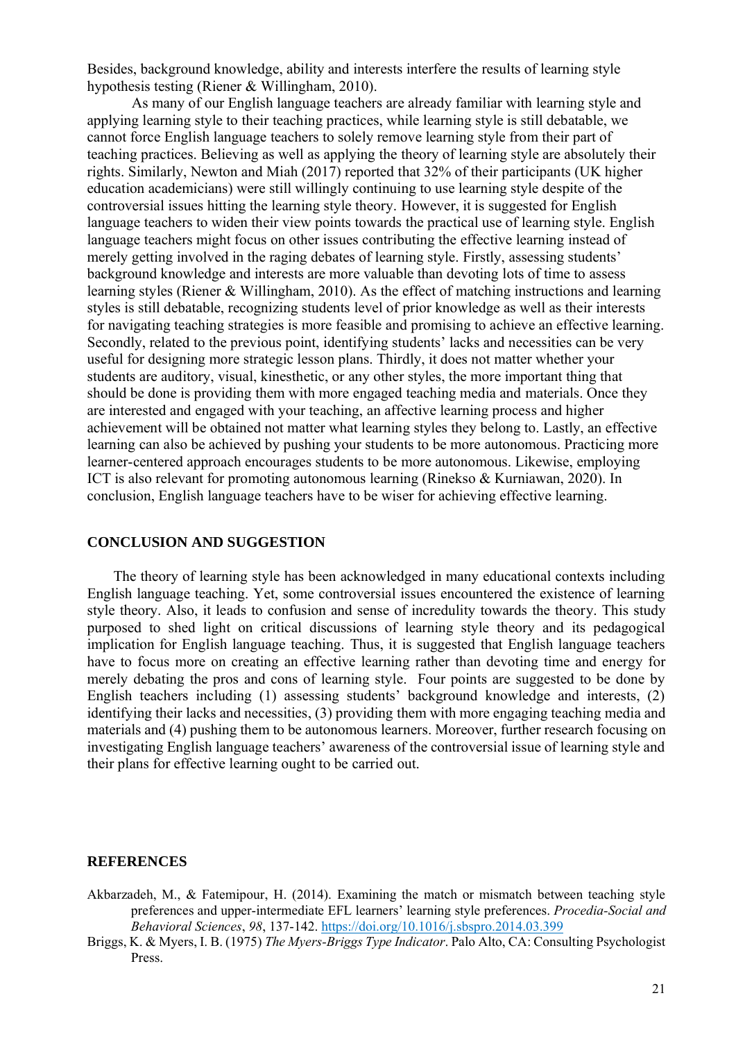Besides, background knowledge, ability and interests interfere the results of learning style hypothesis testing (Riener & Willingham, 2010).

As many of our English language teachers are already familiar with learning style and applying learning style to their teaching practices, while learning style is still debatable, we cannot force English language teachers to solely remove learning style from their part of teaching practices. Believing as well as applying the theory of learning style are absolutely their rights. Similarly, Newton and Miah (2017) reported that 32% of their participants (UK higher education academicians) were still willingly continuing to use learning style despite of the controversial issues hitting the learning style theory. However, it is suggested for English language teachers to widen their view points towards the practical use of learning style. English language teachers might focus on other issues contributing the effective learning instead of merely getting involved in the raging debates of learning style. Firstly, assessing students' background knowledge and interests are more valuable than devoting lots of time to assess learning styles (Riener & Willingham, 2010). As the effect of matching instructions and learning styles is still debatable, recognizing students level of prior knowledge as well as their interests for navigating teaching strategies is more feasible and promising to achieve an effective learning. Secondly, related to the previous point, identifying students' lacks and necessities can be very useful for designing more strategic lesson plans. Thirdly, it does not matter whether your students are auditory, visual, kinesthetic, or any other styles, the more important thing that should be done is providing them with more engaged teaching media and materials. Once they are interested and engaged with your teaching, an affective learning process and higher achievement will be obtained not matter what learning styles they belong to. Lastly, an effective learning can also be achieved by pushing your students to be more autonomous. Practicing more learner-centered approach encourages students to be more autonomous. Likewise, employing ICT is also relevant for promoting autonomous learning (Rinekso & Kurniawan, 2020). In conclusion, English language teachers have to be wiser for achieving effective learning.

## CONCLUSION AND SUGGESTION

The theory of learning style has been acknowledged in many educational contexts including English language teaching. Yet, some controversial issues encountered the existence of learning style theory. Also, it leads to confusion and sense of incredulity towards the theory. This study purposed to shed light on critical discussions of learning style theory and its pedagogical implication for English language teaching. Thus, it is suggested that English language teachers have to focus more on creating an effective learning rather than devoting time and energy for merely debating the pros and cons of learning style. Four points are suggested to be done by English teachers including (1) assessing students' background knowledge and interests, (2) identifying their lacks and necessities, (3) providing them with more engaging teaching media and materials and (4) pushing them to be autonomous learners. Moreover, further research focusing on investigating English language teachers' awareness of the controversial issue of learning style and their plans for effective learning ought to be carried out.

## REFERENCES

Akbarzadeh, M., & Fatemipour, H. (2014). Examining the match or mismatch between teaching style preferences and upper-intermediate EFL learners' learning style preferences. *Procedia-Social and Behavioral Sciences*, *98*, 137-142. https://doi.org/10.1016/j.sbspro.2014.03.399

Briggs, K. & Myers, I. B. (1975) *The Myers-Briggs Type Indicator*. Palo Alto, CA: Consulting Psychologist Press.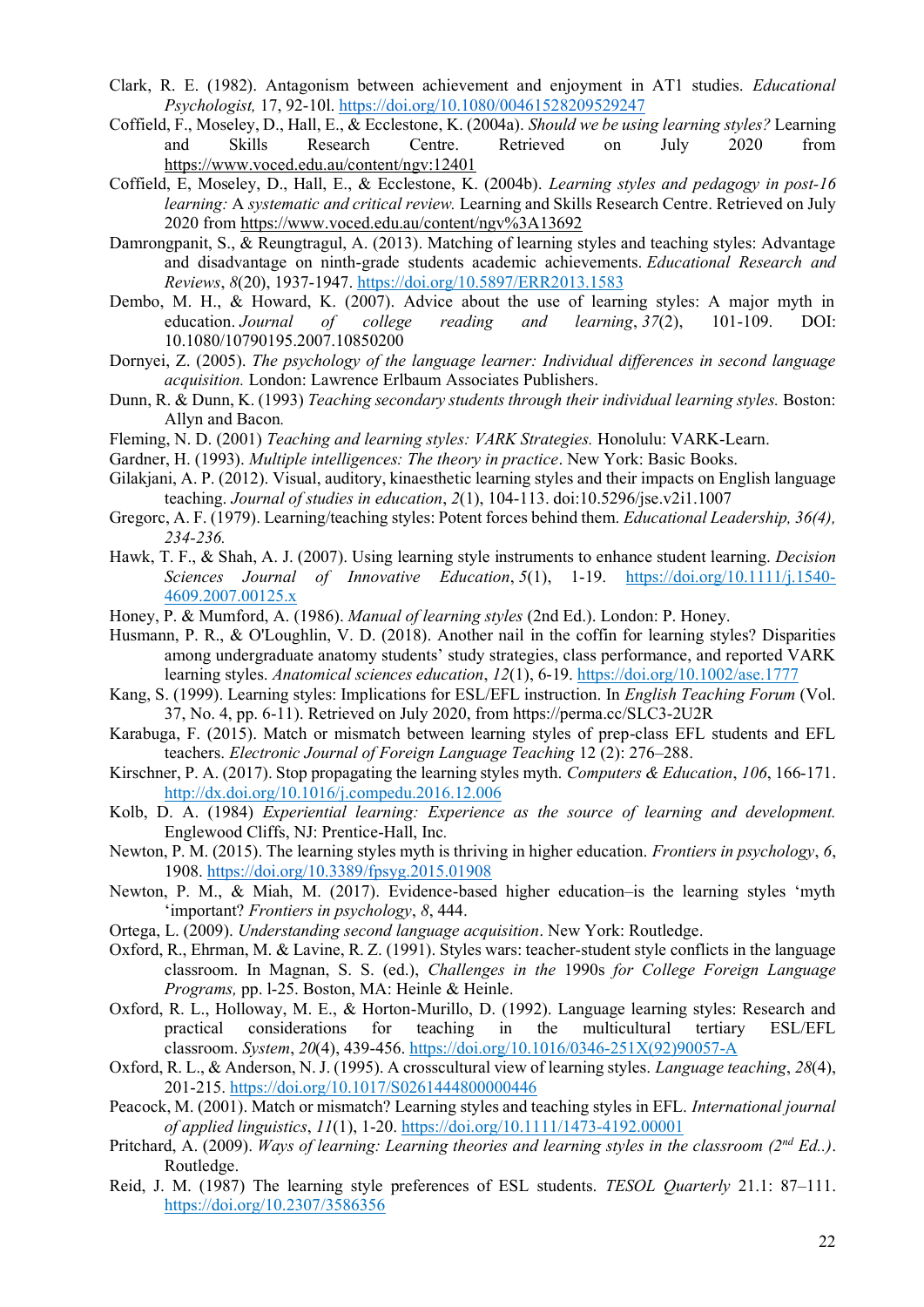Clark, R. E. (1982). Antagonism between achievement and enjoyment in AT1 studies. *Educational Psychologist,* 17, 92-10l. https://doi.org/10.1080/00461528209529247

Coffield, F., Moseley, D., Hall, E., & Ecclestone, K. (2004a). *Should we be using learning styles?* Learning and Skills Research Centre. Retrieved on July 2020 from https://www.voced.edu.au/content/ngv:12401

Coffield, E, Moseley, D., Hall, E., & Ecclestone, K. (2004b). *Learning styles and pedagogy in post-16 learning:* A *systematic and critical review.* Learning and Skills Research Centre. Retrieved on July 2020 from https://www.voced.edu.au/content/ngv%3A13692

Damrongpanit, S., & Reungtragul, A. (2013). Matching of learning styles and teaching styles: Advantage and disadvantage on ninth-grade students academic achievements. *Educational Research and Reviews*, *8*(20), 1937-1947. https://doi.org/10.5897/ERR2013.1583

Dembo, M. H., & Howard, K. (2007). Advice about the use of learning styles: A major myth in education. *Journal of college reading and learning*, *37*(2), 101-109. DOI: 10.1080/10790195.2007.10850200

Dornyei, Z. (2005). *The psychology of the language learner: Individual differences in second language acquisition.* London: Lawrence Erlbaum Associates Publishers.

Dunn, R. & Dunn, K. (1993) *Teaching secondary students through their individual learning styles.* Boston: Allyn and Bacon.

Fleming, N. D. (2001) *Teaching and learning styles: VARK Strategies.* Honolulu: VARK-Learn.

Gardner, H. (1993). *Multiple intelligences: The theory in practice*. New York: Basic Books.

Gilakjani, A. P. (2012). Visual, auditory, kinaesthetic learning styles and their impacts on English language teaching. *Journal of studies in education*, *2*(1), 104-113. doi:10.5296/jse.v2i1.1007

Gregorc, A. F. (1979). Learning/teaching styles: Potent forces behind them. *Educational Leadership, 36(4), 234-236.*

Hawk, T. F., & Shah, A. J. (2007). Using learning style instruments to enhance student learning. *Decision Sciences Journal of Innovative Education*, *5*(1), 1-19. https://doi.org/10.1111/j.1540-4609.2007.00125.x

Honey, P. & Mumford, A. (1986). *Manual of learning styles* (2nd Ed.). London: P. Honey.

Husmann, P. R., & O'Loughlin, V. D. (2018). Another nail in the coffin for learning styles? Disparities among undergraduate anatomy students' study strategies, class performance, and reported VARK learning styles. *Anatomical sciences education*, *12*(1), 6-19. https://doi.org/10.1002/ase.1777

Kang, S. (1999). Learning styles: Implications for ESL/EFL instruction. In *English Teaching Forum* (Vol. 37, No. 4, pp. 6-11). Retrieved on July 2020, from https://perma.cc/SLC3-2U2R

Karabuga, F. (2015). Match or mismatch between learning styles of prep-class EFL students and EFL teachers. *Electronic Journal of Foreign Language Teaching* 12 (2): 276–288.

Kirschner, P. A. (2017). Stop propagating the learning styles myth. *Computers & Education*, *106*, 166-171. http://dx.doi.org/10.1016/j.compedu.2016.12.006

Kolb, D. A. (1984) *Experiential learning: Experience as the source of learning and development.* Englewood Cliffs, NJ: Prentice-Hall, Inc.

Newton, P. M. (2015). The learning styles myth is thriving in higher education. *Frontiers in psychology*, *6*, 1908. https://doi.org/10.3389/fpsyg.2015.01908

Newton, P. M., & Miah, M. (2017). Evidence-based higher education–is the learning styles 'myth 'important? *Frontiers in psychology*, *8*, 444.

Ortega, L. (2009). *Understanding second language acquisition*. New York: Routledge.

Oxford, R., Ehrman, M. & Lavine, R. Z. (1991). Styles wars: teacher-student style conflicts in the language classroom. In Magnan, S. S. (ed.), *Challenges in the* 1990s *for College Foreign Language Programs,* pp. l-25. Boston, MA: Heinle & Heinle.

Oxford, R. L., Holloway, M. E., & Horton-Murillo, D. (1992). Language learning styles: Research and practical considerations for teaching in the multicultural tertiary ESL/EFL classroom. *System*, *20*(4), 439-456. https://doi.org/10.1016/0346-251X(92)90057-A

Oxford, R. L., & Anderson, N. J. (1995). A crosscultural view of learning styles. *Language teaching*, *28*(4), 201-215. https://doi.org/10.1017/S0261444800000446

Peacock, M. (2001). Match or mismatch? Learning styles and teaching styles in EFL. *International journal of applied linguistics*, *11*(1), 1-20. https://doi.org/10.1111/1473-4192.00001

Pritchard, A. (2009). *Ways of learning: Learning theories and learning styles in the classroom (2nd Ed..)*. Routledge.

Reid, J. M. (1987) The learning style preferences of ESL students. *TESOL Quarterly* 21.1: 87–111. https://doi.org/10.2307/3586356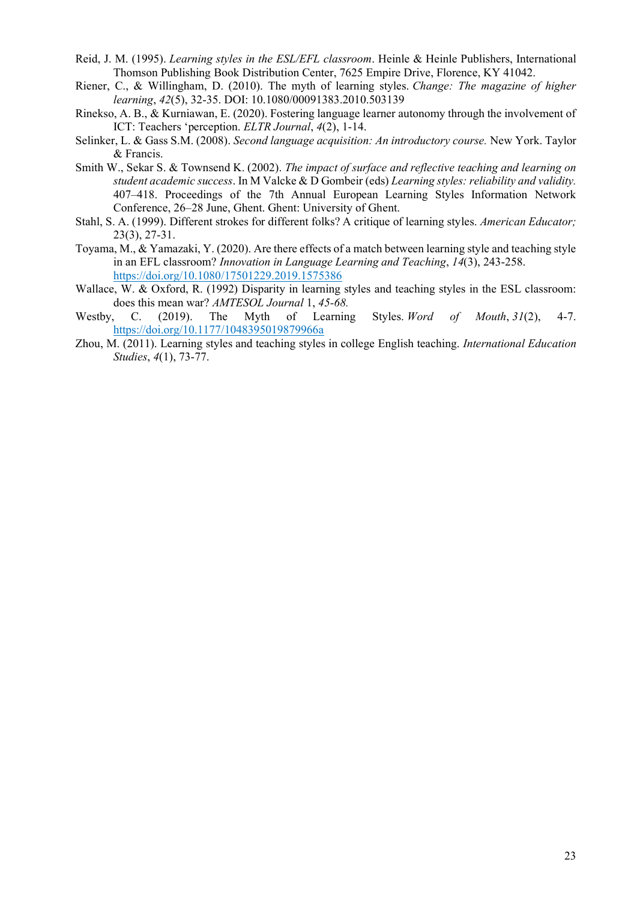Reid, J. M. (1995). *Learning styles in the ESL/EFL classroom*. Heinle & Heinle Publishers, International Thomson Publishing Book Distribution Center, 7625 Empire Drive, Florence, KY 41042.

Riener, C., & Willingham, D. (2010). The myth of learning styles. *Change: The magazine of higher learning*, *42*(5), 32-35. DOI: 10.1080/00091383.2010.503139

Rinekso, A. B., & Kurniawan, E. (2020). Fostering language learner autonomy through the involvement of ICT: Teachers 'perception. *ELTR Journal*, *4*(2), 1-14.

Selinker, L. & Gass S.M. (2008). *Second language acquisition: An introductory course.* New York. Taylor & Francis.

Smith W., Sekar S. & Townsend K. (2002). *The impact of surface and reflective teaching and learning on student academic success*. In M Valcke & D Gombeir (eds) *Learning styles: reliability and validity.* 407–418. Proceedings of the 7th Annual European Learning Styles Information Network Conference, 26–28 June, Ghent. Ghent: University of Ghent.

Stahl, S. A. (1999). Different strokes for different folks? A critique of learning styles. *American Educator;* 23(3), 27-31.

Toyama, M., & Yamazaki, Y. (2020). Are there effects of a match between learning style and teaching style in an EFL classroom? *Innovation in Language Learning and Teaching*, *14*(3), 243-258. https://doi.org/10.1080/17501229.2019.1575386

Wallace, W. & Oxford, R. (1992) Disparity in learning styles and teaching styles in the ESL classroom: does this mean war? *AMTESOL Journal* 1, *45-68.*

Westby, C. (2019). The Myth of Learning Styles. *Word of Mouth*, *31*(2), 4-7. https://doi.org/10.1177/1048395019879966a

Zhou, M. (2011). Learning styles and teaching styles in college English teaching. *International Education Studies*, *4*(1), 73-77.